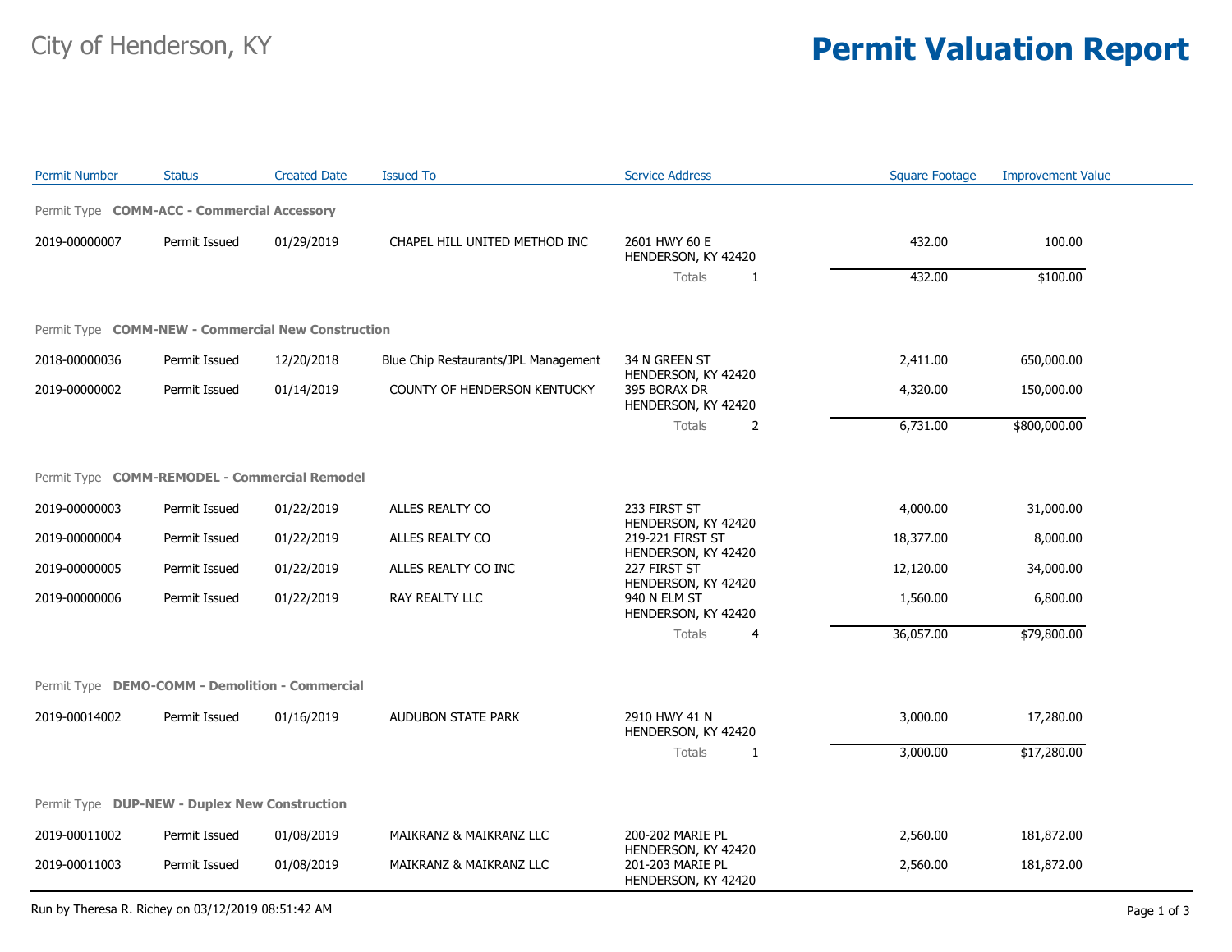City of Henderson, KY

# Permit Valuation Report

| Permit Number | Status | Created Date | Issued To | Service Address | Square Footage | Improvement Value |
|---|---|---|---|---|---|---|
| Permit Type **COMM-ACC - Commercial Accessory** | | | | | | |
| 2019-00000007 | Permit Issued | 01/29/2019 | CHAPEL HILL UNITED METHOD INC | 2601 HWY 60 E HENDERSON, KY 42420 | 432.00 | 100.00 |
| | | | | Totals 1 | 432.00 | $100.00 |
| Permit Type **COMM-NEW - Commercial New Construction** | | | | | | |
| 2018-00000036 | Permit Issued | 12/20/2018 | Blue Chip Restaurants/JPL Management | 34 N GREEN ST HENDERSON, KY 42420 | 2,411.00 | 650,000.00 |
| 2019-00000002 | Permit Issued | 01/14/2019 | COUNTY OF HENDERSON KENTUCKY | 395 BORAX DR HENDERSON, KY 42420 | 4,320.00 | 150,000.00 |
| | | | | Totals 2 | 6,731.00 | $800,000.00 |
| Permit Type **COMM-REMODEL - Commercial Remodel** | | | | | | |
| 2019-00000003 | Permit Issued | 01/22/2019 | ALLES REALTY CO | 233 FIRST ST HENDERSON, KY 42420 | 4,000.00 | 31,000.00 |
| 2019-00000004 | Permit Issued | 01/22/2019 | ALLES REALTY CO | 219-221 FIRST ST HENDERSON, KY 42420 | 18,377.00 | 8,000.00 |
| 2019-00000005 | Permit Issued | 01/22/2019 | ALLES REALTY CO INC | 227 FIRST ST HENDERSON, KY 42420 | 12,120.00 | 34,000.00 |
| 2019-00000006 | Permit Issued | 01/22/2019 | RAY REALTY LLC | 940 N ELM ST HENDERSON, KY 42420 | 1,560.00 | 6,800.00 |
| | | | | Totals 4 | 36,057.00 | $79,800.00 |
| Permit Type **DEMO-COMM - Demolition - Commercial** | | | | | | |
| 2019-00014002 | Permit Issued | 01/16/2019 | AUDUBON STATE PARK | 2910 HWY 41 N HENDERSON, KY 42420 | 3,000.00 | 17,280.00 |
| | | | | Totals 1 | 3,000.00 | $17,280.00 |
| Permit Type **DUP-NEW - Duplex New Construction** | | | | | | |
| 2019-00011002 | Permit Issued | 01/08/2019 | MAIKRANZ & MAIKRANZ LLC | 200-202 MARIE PL HENDERSON, KY 42420 | 2,560.00 | 181,872.00 |
| 2019-00011003 | Permit Issued | 01/08/2019 | MAIKRANZ & MAIKRANZ LLC | 201-203 MARIE PL HENDERSON, KY 42420 | 2,560.00 | 181,872.00 |

Run by Theresa R. Richey on 03/12/2019 08:51:42 AM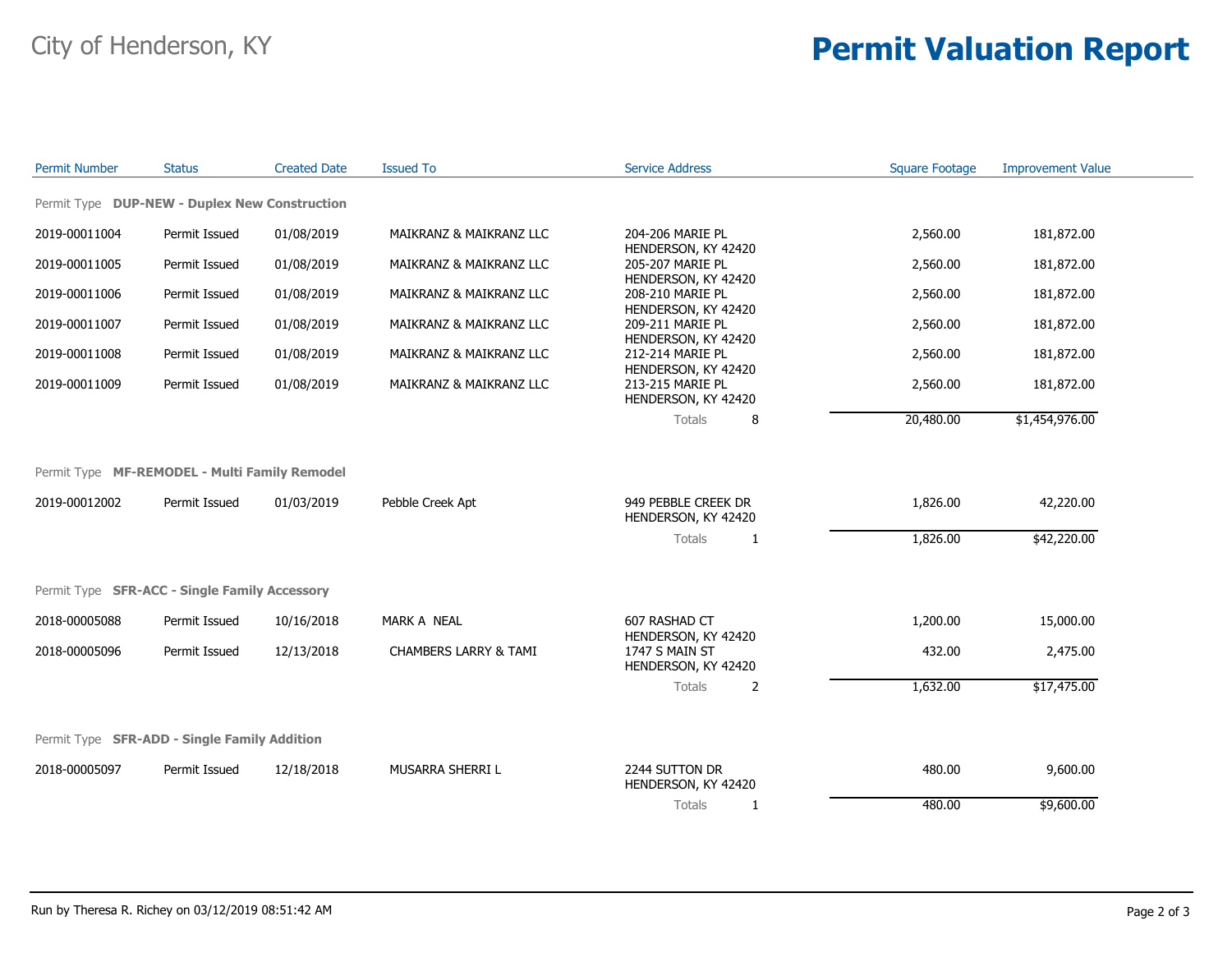City of Henderson, KY

# Permit Valuation Report

| Permit Number | Status | Created Date | Issued To | Service Address | Square Footage | Improvement Value |
|---|---|---|---|---|---|---|
| **Permit Type DUP-NEW - Duplex New Construction** | | | | | | |
| 2019-00011004 | Permit Issued | 01/08/2019 | MAIKRANZ & MAIKRANZ LLC | 204-206 MARIE PL HENDERSON, KY 42420 | 2,560.00 | 181,872.00 |
| 2019-00011005 | Permit Issued | 01/08/2019 | MAIKRANZ & MAIKRANZ LLC | 205-207 MARIE PL HENDERSON, KY 42420 | 2,560.00 | 181,872.00 |
| 2019-00011006 | Permit Issued | 01/08/2019 | MAIKRANZ & MAIKRANZ LLC | 208-210 MARIE PL HENDERSON, KY 42420 | 2,560.00 | 181,872.00 |
| 2019-00011007 | Permit Issued | 01/08/2019 | MAIKRANZ & MAIKRANZ LLC | 209-211 MARIE PL HENDERSON, KY 42420 | 2,560.00 | 181,872.00 |
| 2019-00011008 | Permit Issued | 01/08/2019 | MAIKRANZ & MAIKRANZ LLC | 212-214 MARIE PL HENDERSON, KY 42420 | 2,560.00 | 181,872.00 |
| 2019-00011009 | Permit Issued | 01/08/2019 | MAIKRANZ & MAIKRANZ LLC | 213-215 MARIE PL HENDERSON, KY 42420 | 2,560.00 | 181,872.00 |
| | | | | Totals 8 | 20,480.00 | $1,454,976.00 |
| **Permit Type MF-REMODEL - Multi Family Remodel** | | | | | | |
| 2019-00012002 | Permit Issued | 01/03/2019 | Pebble Creek Apt | 949 PEBBLE CREEK DR HENDERSON, KY 42420 | 1,826.00 | 42,220.00 |
| | | | | Totals 1 | 1,826.00 | $42,220.00 |
| **Permit Type SFR-ACC - Single Family Accessory** | | | | | | |
| 2018-00005088 | Permit Issued | 10/16/2018 | MARK A NEAL | 607 RASHAD CT HENDERSON, KY 42420 | 1,200.00 | 15,000.00 |
| 2018-00005096 | Permit Issued | 12/13/2018 | CHAMBERS LARRY & TAMI | 1747 S MAIN ST HENDERSON, KY 42420 | 432.00 | 2,475.00 |
| | | | | Totals 2 | 1,632.00 | $17,475.00 |
| **Permit Type SFR-ADD - Single Family Addition** | | | | | | |
| 2018-00005097 | Permit Issued | 12/18/2018 | MUSARRA SHERRI L | 2244 SUTTON DR HENDERSON, KY 42420 | 480.00 | 9,600.00 |
| | | | | Totals 1 | 480.00 | $9,600.00 |

Run by Theresa R. Richey on 03/12/2019 08:51:42 AM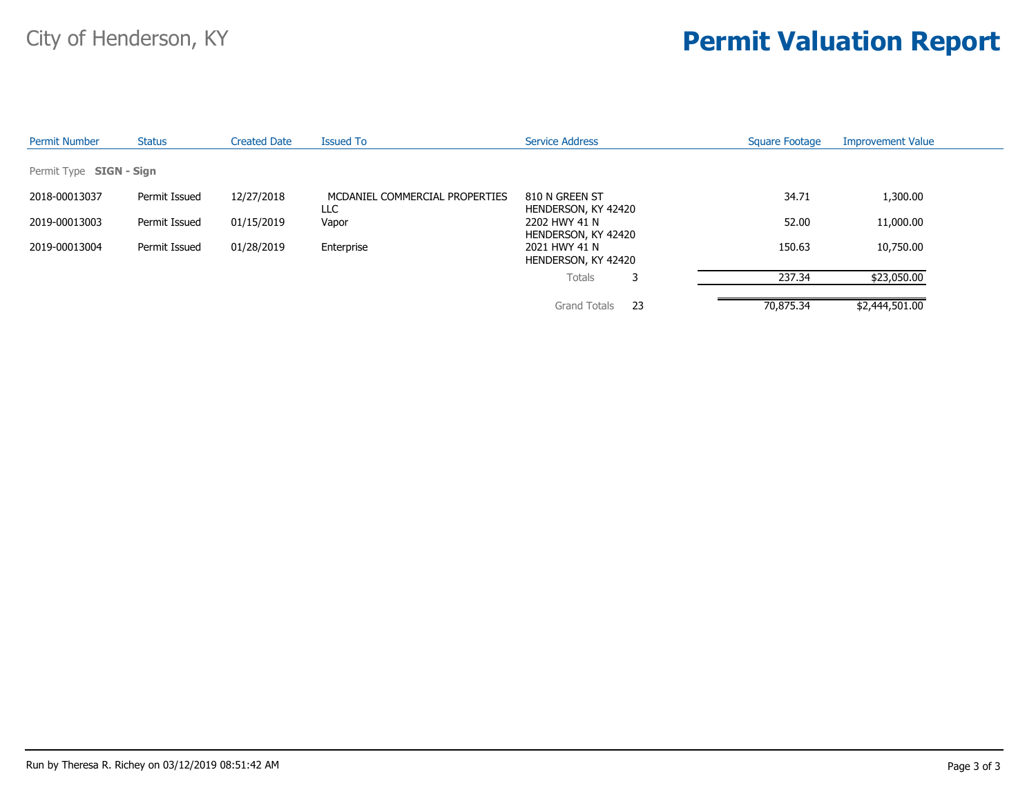City of Henderson, KY

# Permit Valuation Report

| Permit Number | Status | Created Date | Issued To | Service Address | | Square Footage | Improvement Value |
|---|---|---|---|---|---|---|---|
| Permit Type **SIGN - Sign** | | | | | | | |
| 2018-00013037 | Permit Issued | 12/27/2018 | MCDANIEL COMMERCIAL PROPERTIES LLC | 810 N GREEN ST HENDERSON, KY 42420 | | 34.71 | 1,300.00 |
| 2019-00013003 | Permit Issued | 01/15/2019 | Vapor | 2202 HWY 41 N HENDERSON, KY 42420 | | 52.00 | 11,000.00 |
| 2019-00013004 | Permit Issued | 01/28/2019 | Enterprise | 2021 HWY 41 N HENDERSON, KY 42420 | | 150.63 | 10,750.00 |
| | | | | Totals | 3 | 237.34 | $23,050.00 |
| | | | | Grand Totals | 23 | 70,875.34 | $2,444,501.00 |

Run by Theresa R. Richey on 03/12/2019 08:51:42 AM